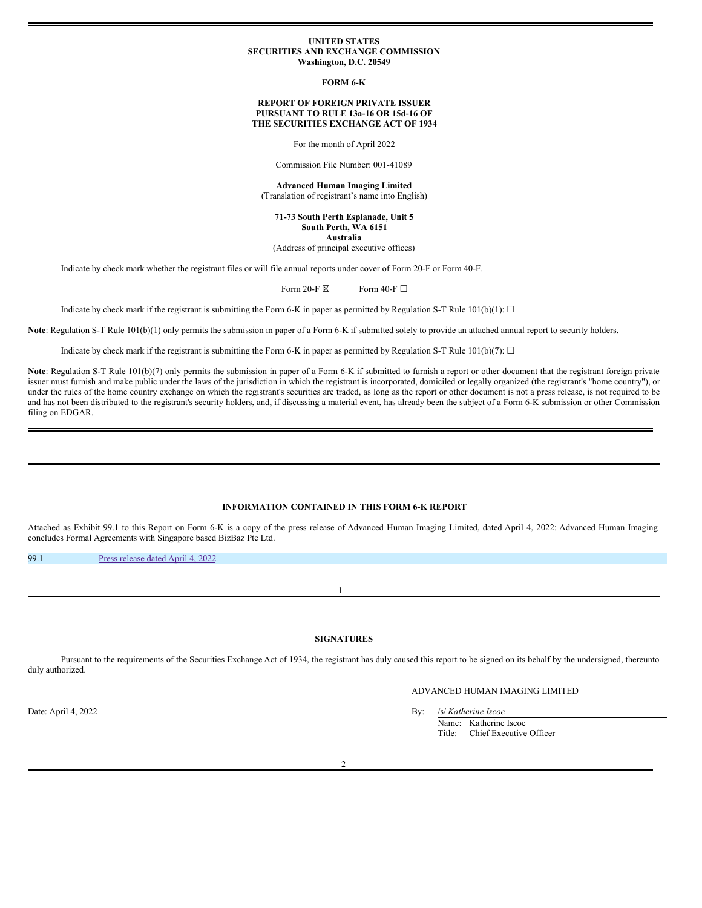**UNITED STATES**
**SECURITIES AND EXCHANGE COMMISSION**
**Washington, D.C. 20549**

**FORM 6-K**

**REPORT OF FOREIGN PRIVATE ISSUER**
**PURSUANT TO RULE 13a-16 OR 15d-16 OF**
**THE SECURITIES EXCHANGE ACT OF 1934**

For the month of April 2022

Commission File Number: 001-41089

**Advanced Human Imaging Limited**
(Translation of registrant's name into English)

**71-73 South Perth Esplanade, Unit 5**
**South Perth, WA 6151**
**Australia**
(Address of principal executive offices)

Indicate by check mark whether the registrant files or will file annual reports under cover of Form 20-F or Form 40-F.

Form 20-F ☒ Form 40-F ☐

Indicate by check mark if the registrant is submitting the Form 6-K in paper as permitted by Regulation S-T Rule 101(b)(1): ☐

**Note**: Regulation S-T Rule 101(b)(1) only permits the submission in paper of a Form 6-K if submitted solely to provide an attached annual report to security holders.

Indicate by check mark if the registrant is submitting the Form 6-K in paper as permitted by Regulation S-T Rule 101(b)(7): ☐

**Note**: Regulation S-T Rule 101(b)(7) only permits the submission in paper of a Form 6-K if submitted to furnish a report or other document that the registrant foreign private issuer must furnish and make public under the laws of the jurisdiction in which the registrant is incorporated, domiciled or legally organized (the registrant's "home country"), or under the rules of the home country exchange on which the registrant's securities are traded, as long as the report or other document is not a press release, is not required to be and has not been distributed to the registrant's security holders, and, if discussing a material event, has already been the subject of a Form 6-K submission or other Commission filing on EDGAR.

**INFORMATION CONTAINED IN THIS FORM 6-K REPORT**

Attached as Exhibit 99.1 to this Report on Form 6-K is a copy of the press release of Advanced Human Imaging Limited, dated April 4, 2022: Advanced Human Imaging concludes Formal Agreements with Singapore based BizBaz Pte Ltd.

| | |
|---|---|
| 99.1 | Press release dated April 4, 2022 |

**SIGNATURES**

Pursuant to the requirements of the Securities Exchange Act of 1934, the registrant has duly caused this report to be signed on its behalf by the undersigned, thereunto duly authorized.

ADVANCED HUMAN IMAGING LIMITED

Date: April 4, 2022

By: /s/ *Katherine Iscoe*
Name: Katherine Iscoe
Title: Chief Executive Officer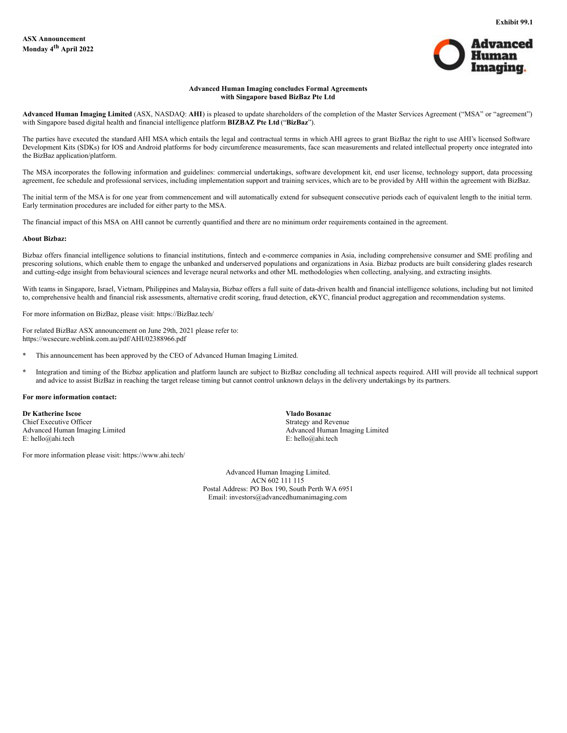Exhibit 99.1

**ASX Announcement**
**Monday 4th April 2022**

**Advanced Human Imaging**

## Advanced Human Imaging concludes Formal Agreements with Singapore based BizBaz Pte Ltd

**Advanced Human Imaging Limited** (ASX, NASDAQ: **AHI**) is pleased to update shareholders of the completion of the Master Services Agreement ("MSA" or "agreement") with Singapore based digital health and financial intelligence platform **BIZBAZ Pte Ltd** ("**BizBaz**").

The parties have executed the standard AHI MSA which entails the legal and contractual terms in which AHI agrees to grant BizBaz the right to use AHI's licensed Software Development Kits (SDKs) for IOS and Android platforms for body circumference measurements, face scan measurements and related intellectual property once integrated into the BizBaz application/platform.

The MSA incorporates the following information and guidelines: commercial undertakings, software development kit, end user license, technology support, data processing agreement, fee schedule and professional services, including implementation support and training services, which are to be provided by AHI within the agreement with BizBaz.

The initial term of the MSA is for one year from commencement and will automatically extend for subsequent consecutive periods each of equivalent length to the initial term. Early termination procedures are included for either party to the MSA.

The financial impact of this MSA on AHI cannot be currently quantified and there are no minimum order requirements contained in the agreement.

**About Bizbaz:**

Bizbaz offers financial intelligence solutions to financial institutions, fintech and e-commerce companies in Asia, including comprehensive consumer and SME profiling and prescoring solutions, which enable them to engage the unbanked and underserved populations and organizations in Asia. Bizbaz products are built considering glades research and cutting-edge insight from behavioural sciences and leverage neural networks and other ML methodologies when collecting, analysing, and extracting insights.

With teams in Singapore, Israel, Vietnam, Philippines and Malaysia, Bizbaz offers a full suite of data-driven health and financial intelligence solutions, including but not limited to, comprehensive health and financial risk assessments, alternative credit scoring, fraud detection, eKYC, financial product aggregation and recommendation systems.

For more information on BizBaz, please visit: https://BizBaz.tech/

For related BizBaz ASX announcement on June 29th, 2021 please refer to:
https://wcsecure.weblink.com.au/pdf/AHI/02388966.pdf

- * This announcement has been approved by the CEO of Advanced Human Imaging Limited.
- * Integration and timing of the Bizbaz application and platform launch are subject to BizBaz concluding all technical aspects required. AHI will provide all technical support and advice to assist BizBaz in reaching the target release timing but cannot control unknown delays in the delivery undertakings by its partners.

**For more information contact:**

**Dr Katherine Iscoe**
Chief Executive Officer
Advanced Human Imaging Limited
E: hello@ahi.tech

**Vlado Bosanac**
Strategy and Revenue
Advanced Human Imaging Limited
E: hello@ahi.tech

For more information please visit: https://www.ahi.tech/

Advanced Human Imaging Limited.
ACN 602 111 115
Postal Address: PO Box 190, South Perth WA 6951
Email: investors@advancedhumanimaging.com